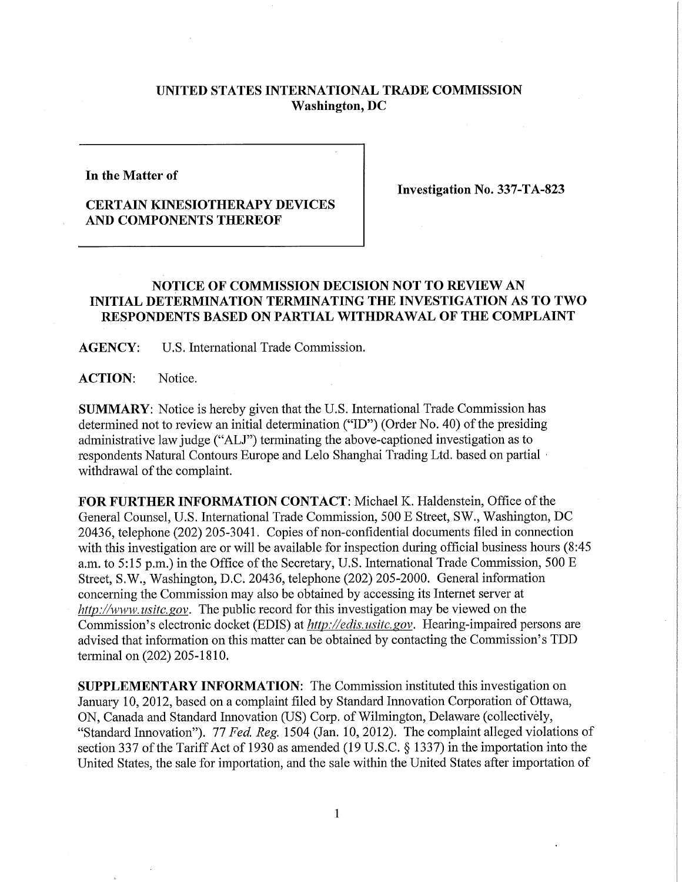**UNITED STATES INTERNATIONAL TRADE COMMISSION**
**Washington, DC**

**In the Matter of**

**CERTAIN KINESIOTHERAPY DEVICES AND COMPONENTS THEREOF**

**Investigation No. 337-TA-823**

## NOTICE OF COMMISSION DECISION NOT TO REVIEW AN INITIAL DETERMINATION TERMINATING THE INVESTIGATION AS TO TWO RESPONDENTS BASED ON PARTIAL WITHDRAWAL OF THE COMPLAINT

**AGENCY:** U.S. International Trade Commission.

**ACTION:** Notice.

**SUMMARY:** Notice is hereby given that the U.S. International Trade Commission has determined not to review an initial determination ("ID") (Order No. 40) of the presiding administrative law judge ("ALJ") terminating the above-captioned investigation as to respondents Natural Contours Europe and Lelo Shanghai Trading Ltd. based on partial withdrawal of the complaint.

**FOR FURTHER INFORMATION CONTACT:** Michael K. Haldenstein, Office of the General Counsel, U.S. International Trade Commission, 500 E Street, SW., Washington, DC 20436, telephone (202) 205-3041. Copies of non-confidential documents filed in connection with this investigation are or will be available for inspection during official business hours (8:45 a.m. to 5:15 p.m.) in the Office of the Secretary, U.S. International Trade Commission, 500 E Street, S.W., Washington, D.C. 20436, telephone (202) 205-2000. General information concerning the Commission may also be obtained by accessing its Internet server at *http://www.usitc.gov*. The public record for this investigation may be viewed on the Commission's electronic docket (EDIS) at *http://edis.usitc.gov*. Hearing-impaired persons are advised that information on this matter can be obtained by contacting the Commission's TDD terminal on (202) 205-1810.

**SUPPLEMENTARY INFORMATION:** The Commission instituted this investigation on January 10, 2012, based on a complaint filed by Standard Innovation Corporation of Ottawa, ON, Canada and Standard Innovation (US) Corp. of Wilmington, Delaware (collectively, "Standard Innovation"). 77 *Fed. Reg.* 1504 (Jan. 10, 2012). The complaint alleged violations of section 337 of the Tariff Act of 1930 as amended (19 U.S.C. § 1337) in the importation into the United States, the sale for importation, and the sale within the United States after importation of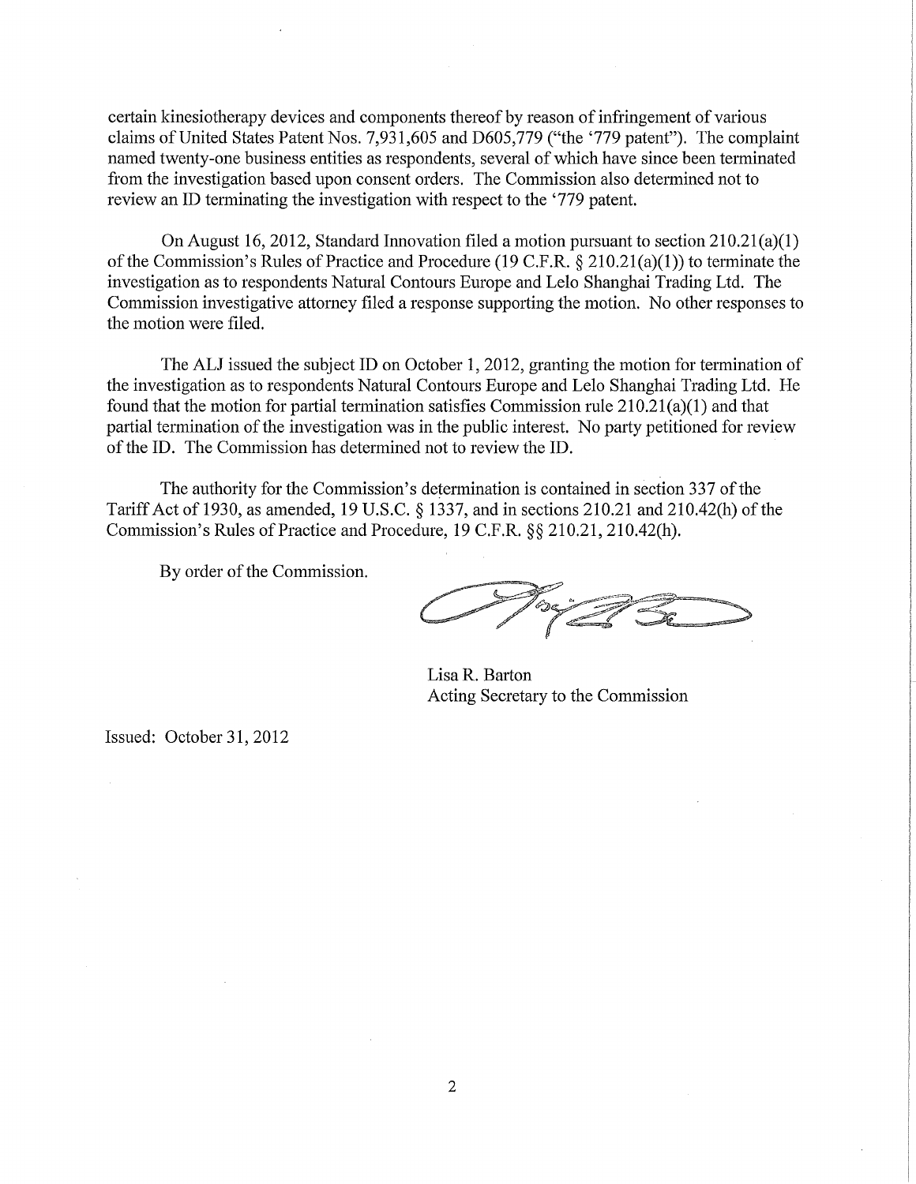certain kinesiotherapy devices and components thereof by reason of infringement of various claims of United States Patent Nos. 7,931,605 and D605,779 ("the '779 patent"). The complaint named twenty-one business entities as respondents, several of which have since been terminated from the investigation based upon consent orders. The Commission also determined not to review an ID terminating the investigation with respect to the '779 patent.

On August 16, 2012, Standard Innovation filed a motion pursuant to section 210.21(a)(1) of the Commission's Rules of Practice and Procedure (19 C.F.R. § 210.21(a)(1)) to terminate the investigation as to respondents Natural Contours Europe and Lelo Shanghai Trading Ltd. The Commission investigative attorney filed a response supporting the motion. No other responses to the motion were filed.

The ALJ issued the subject ID on October 1, 2012, granting the motion for termination of the investigation as to respondents Natural Contours Europe and Lelo Shanghai Trading Ltd. He found that the motion for partial termination satisfies Commission rule 210.21(a)(1) and that partial termination of the investigation was in the public interest. No party petitioned for review of the ID. The Commission has determined not to review the ID.

The authority for the Commission's determination is contained in section 337 of the Tariff Act of 1930, as amended, 19 U.S.C. § 1337, and in sections 210.21 and 210.42(h) of the Commission's Rules of Practice and Procedure, 19 C.F.R. §§ 210.21, 210.42(h).

By order of the Commission.

Lisa R. Barton
Acting Secretary to the Commission

Issued: October 31, 2012